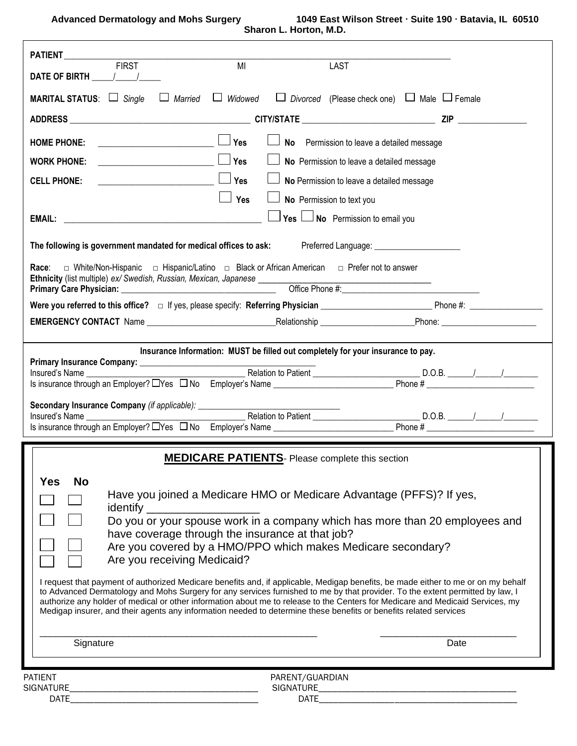**Advanced Dermatology and Mohs Surgery** **1049 East Wilson Street · Suite 190 · Batavia, IL 60510**

**Sharon L. Horton, M.D.**

**PATIENT** ______________________________________________________________________________

FIRST MI LAST

**DATE OF BIRTH** _____/_____/_____

**MARITAL STATUS**: ☐ *Single* ☐ *Married* ☐ *Widowed* ☐ *Divorced* (Please check one) ☐ Male ☐ Female

**ADDRESS** ________________________________ **CITY/STATE** ________________________ **ZIP** ______________

**HOME PHONE:** ________________________ ☐ **Yes** ☐ **No** Permission to leave a detailed message

**WORK PHONE:** ________________________ ☐ **Yes** ☐ **No** Permission to leave a detailed message

**CELL PHONE:** ________________________ ☐ **Yes** ☐ **No** Permission to leave a detailed message

☐ **Yes** ☐ **No** Permission to text you

**EMAIL:** ____________________________________________ ☐ **Yes** ☐ **No** Permission to email you

**The following is government mandated for medical offices to ask:** Preferred Language: ____________________

**Race**: □ White/Non-Hispanic □ Hispanic/Latino □ Black or African American □ Prefer not to answer

**Ethnicity** (list multiple) *ex/ Swedish, Russian, Mexican, Japanese* ____________________________________

**Primary Care Physician:** __________________________________ Office Phone #:______________________________

**Were you referred to this office?** □ If yes, please specify: **Referring Physician** _______________________ Phone #: ________________

**EMERGENCY CONTACT** Name ____________________________Relationship _____________________Phone: _____________________

**Insurance Information: MUST be filled out completely for your insurance to pay.**

**Primary Insurance Company:** ________________________________

Insured's Name __________________________________ Relation to Patient ________________________ D.O.B. ______/______/________

Is insurance through an Employer? ☐Yes ☐No Employer's Name __________________________ Phone # ________________________

**Secondary Insurance Company** *(if applicable):* ________________________________

Insured's Name __________________________________ Relation to Patient ________________________ D.O.B. ______/______/________

Is insurance through an Employer? ☐Yes ☐No Employer's Name __________________________ Phone # ________________________

**MEDICARE PATIENTS**- Please complete this section

| Yes | No | |
|---|---|---|
| ☐ | ☐ | Have you joined a Medicare HMO or Medicare Advantage (PFFS)? If yes, identify _________________ |
| ☐ | ☐ | Do you or your spouse work in a company which has more than 20 employees and have coverage through the insurance at that job? |
| ☐ | ☐ | Are you covered by a HMO/PPO which makes Medicare secondary? |
| ☐ | ☐ | Are you receiving Medicaid? |

I request that payment of authorized Medicare benefits and, if applicable, Medigap benefits, be made either to me or on my behalf to Advanced Dermatology and Mohs Surgery for any services furnished to me by that provider. To the extent permitted by law, I authorize any holder of medical or other information about me to release to the Centers for Medicare and Medicaid Services, my Medigap insurer, and their agents any information needed to determine these benefits or benefits related services

______________________________________________________ __________________________

Signature Date

PATIENT SIGNATURE________________________________________ PARENT/GUARDIAN SIGNATURE________________________________________

DATE________________________________________ DATE________________________________________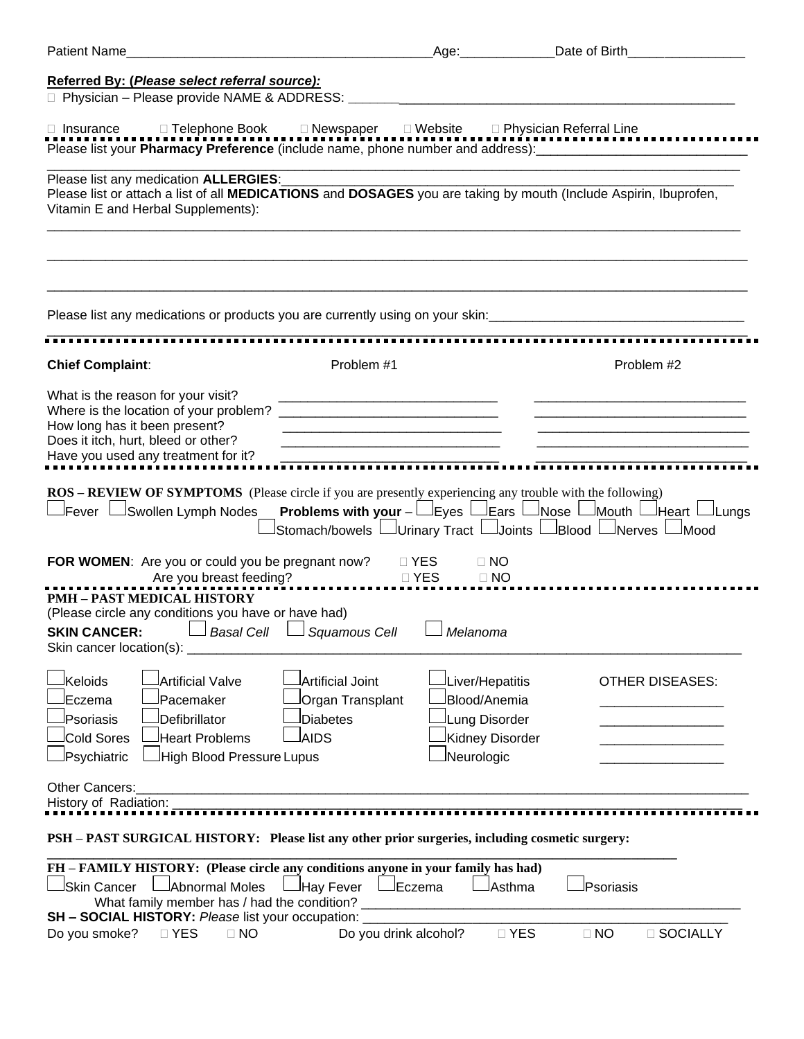Patient Name__________________________________________Age:_____________Date of Birth_________________

**Referred By: (*Please select referral source):***

☐ Physician – Please provide NAME & ADDRESS: ________________________________________________________

☐ Insurance ☐ Telephone Book ☐ Newspaper ☐ Website ☐ Physician Referral Line

Please list your **Pharmacy Preference** (include name, phone number and address):_____________________________

_____________________________________________________________________________________________

Please list any medication **ALLERGIES**:_________________________________________________________________

Please list or attach a list of all **MEDICATIONS** and **DOSAGES** you are taking by mouth (Include Aspirin, Ibuprofen, Vitamin E and Herbal Supplements):

_____________________________________________________________________________________________

_____________________________________________________________________________________________

_____________________________________________________________________________________________

Please list any medications or products you are currently using on your skin:___________________________________

_____________________________________________________________________________________________

| **Chief Complaint**: | Problem #1 | Problem #2 |
|---|---|---|
| What is the reason for your visit? | ______________________________ | ______________________________ |
| Where is the location of your problem? | ______________________________ | ______________________________ |
| How long has it been present? | ______________________________ | ______________________________ |
| Does it itch, hurt, bleed or other? | ______________________________ | ______________________________ |
| Have you used any treatment for it? | ______________________________ | ______________________________ |

**ROS – REVIEW OF SYMPTOMS** (Please circle if you are presently experiencing any trouble with the following)

☐ Fever ☐ Swollen Lymph Nodes **Problems with your** – ☐ Eyes ☐ Ears ☐ Nose ☐ Mouth ☐ Heart ☐ Lungs ☐ Stomach/bowels ☐ Urinary Tract ☐ Joints ☐ Blood ☐ Nerves ☐ Mood

**FOR WOMEN**: Are you or could you be pregnant now? ☐ YES ☐ NO

Are you breast feeding? ☐ YES ☐ NO

**PMH – PAST MEDICAL HISTORY**

(Please circle any conditions you have or have had)

**SKIN CANCER:** ☐ *Basal Cell* ☐ *Squamous Cell* ☐ *Melanoma*

Skin cancer location(s): ______________________________________________________________________________

| | | | | |
|---|---|---|---|---|
| ☐ Keloids | ☐ Artificial Valve | ☐ Artificial Joint | ☐ Liver/Hepatitis | OTHER DISEASES: |
| ☐ Eczema | ☐ Pacemaker | ☐ Organ Transplant | ☐ Blood/Anemia | _________________ |
| ☐ Psoriasis | ☐ Defibrillator | ☐ Diabetes | ☐ Lung Disorder | _________________ |
| ☐ Cold Sores | ☐ Heart Problems | ☐ AIDS | ☐ Kidney Disorder | _________________ |
| ☐ Psychiatric | ☐ High Blood Pressure | Lupus | ☐ Neurologic | _________________ |

Other Cancers:_________________________________________________________________________________________

History of Radiation: ___________________________________________________________________________________

**PSH – PAST SURGICAL HISTORY: Please list any other prior surgeries, including cosmetic surgery:**

_____________________________________________________________________________________________

**FH – FAMILY HISTORY: (Please circle any conditions anyone in your family has had)**

☐ Skin Cancer ☐ Abnormal Moles ☐ Hay Fever ☐ Eczema ☐ Asthma ☐ Psoriasis

What family member has / had the condition? ______________________________________________________

**SH – SOCIAL HISTORY:** *Please* list your occupation: ____________________________________________________

Do you smoke? ☐ YES ☐ NO Do you drink alcohol? ☐ YES ☐ NO ☐ SOCIALLY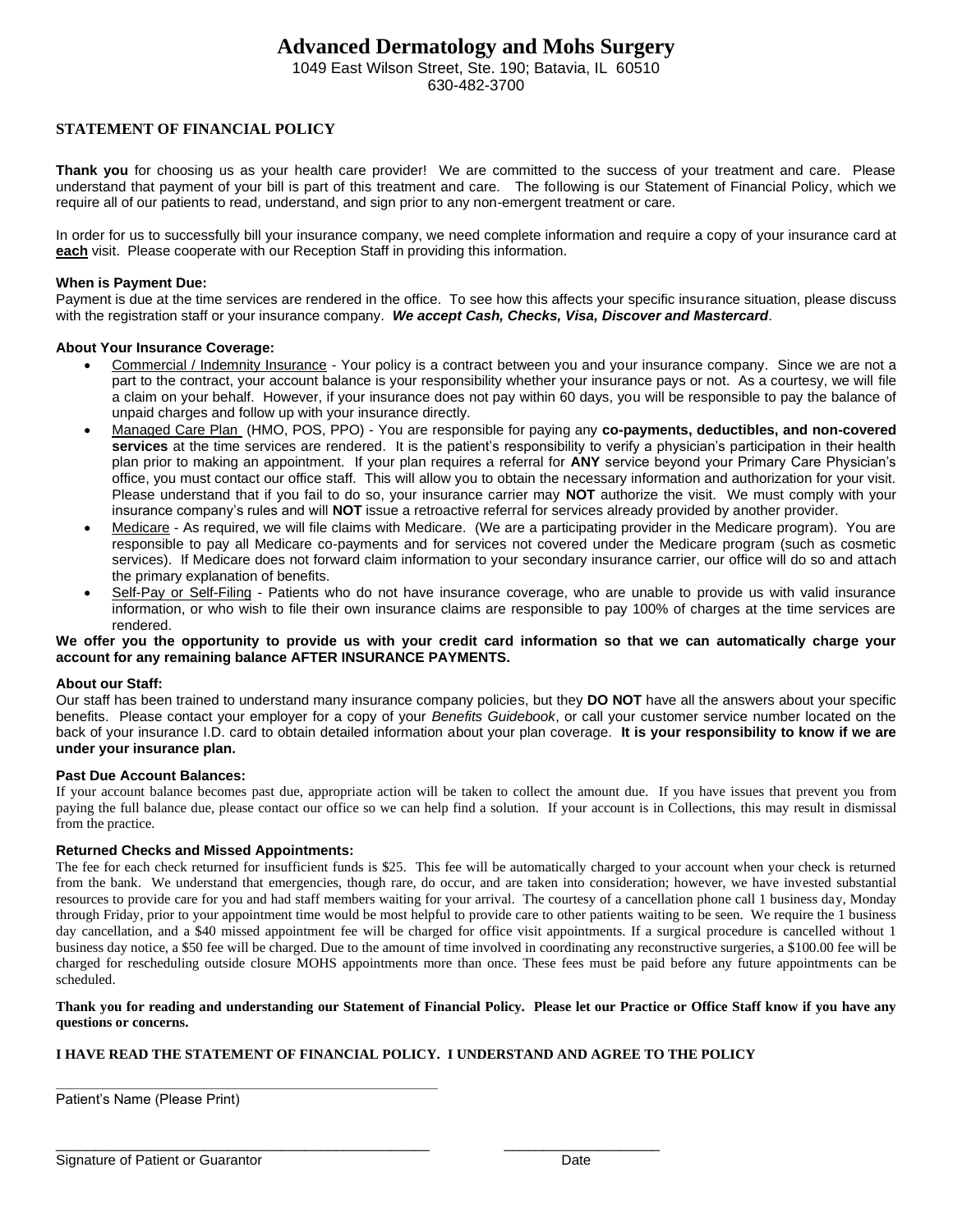# Advanced Dermatology and Mohs Surgery

1049 East Wilson Street, Ste. 190; Batavia, IL 60510
630-482-3700

## STATEMENT OF FINANCIAL POLICY

**Thank you** for choosing us as your health care provider! We are committed to the success of your treatment and care. Please understand that payment of your bill is part of this treatment and care. The following is our Statement of Financial Policy, which we require all of our patients to read, understand, and sign prior to any non-emergent treatment or care.

In order for us to successfully bill your insurance company, we need complete information and require a copy of your insurance card at **each** visit. Please cooperate with our Reception Staff in providing this information.

**When is Payment Due:**
Payment is due at the time services are rendered in the office. To see how this affects your specific insurance situation, please discuss with the registration staff or your insurance company. ***We accept Cash, Checks, Visa, Discover and Mastercard***.

**About Your Insurance Coverage:**

- Commercial / Indemnity Insurance - Your policy is a contract between you and your insurance company. Since we are not a part to the contract, your account balance is your responsibility whether your insurance pays or not. As a courtesy, we will file a claim on your behalf. However, if your insurance does not pay within 60 days, you will be responsible to pay the balance of unpaid charges and follow up with your insurance directly.
- Managed Care Plan (HMO, POS, PPO) - You are responsible for paying any **co-payments, deductibles, and non-covered services** at the time services are rendered. It is the patient's responsibility to verify a physician's participation in their health plan prior to making an appointment. If your plan requires a referral for **ANY** service beyond your Primary Care Physician's office, you must contact our office staff. This will allow you to obtain the necessary information and authorization for your visit. Please understand that if you fail to do so, your insurance carrier may **NOT** authorize the visit. We must comply with your insurance company's rules and will **NOT** issue a retroactive referral for services already provided by another provider.
- Medicare - As required, we will file claims with Medicare. (We are a participating provider in the Medicare program). You are responsible to pay all Medicare co-payments and for services not covered under the Medicare program (such as cosmetic services). If Medicare does not forward claim information to your secondary insurance carrier, our office will do so and attach the primary explanation of benefits.
- Self-Pay or Self-Filing - Patients who do not have insurance coverage, who are unable to provide us with valid insurance information, or who wish to file their own insurance claims are responsible to pay 100% of charges at the time services are rendered.

**We offer you the opportunity to provide us with your credit card information so that we can automatically charge your account for any remaining balance AFTER INSURANCE PAYMENTS.**

**About our Staff:**
Our staff has been trained to understand many insurance company policies, but they **DO NOT** have all the answers about your specific benefits. Please contact your employer for a copy of your *Benefits Guidebook*, or call your customer service number located on the back of your insurance I.D. card to obtain detailed information about your plan coverage. **It is your responsibility to know if we are under your insurance plan.**

**Past Due Account Balances:**
If your account balance becomes past due, appropriate action will be taken to collect the amount due. If you have issues that prevent you from paying the full balance due, please contact our office so we can help find a solution. If your account is in Collections, this may result in dismissal from the practice.

**Returned Checks and Missed Appointments:**
The fee for each check returned for insufficient funds is $25. This fee will be automatically charged to your account when your check is returned from the bank. We understand that emergencies, though rare, do occur, and are taken into consideration; however, we have invested substantial resources to provide care for you and had staff members waiting for your arrival. The courtesy of a cancellation phone call 1 business day, Monday through Friday, prior to your appointment time would be most helpful to provide care to other patients waiting to be seen. We require the 1 business day cancellation, and a $40 missed appointment fee will be charged for office visit appointments. If a surgical procedure is cancelled without 1 business day notice, a $50 fee will be charged. Due to the amount of time involved in coordinating any reconstructive surgeries, a $100.00 fee will be charged for rescheduling outside closure MOHS appointments more than once. These fees must be paid before any future appointments can be scheduled.

**Thank you for reading and understanding our Statement of Financial Policy. Please let our Practice or Office Staff know if you have any questions or concerns.**

**I HAVE READ THE STATEMENT OF FINANCIAL POLICY. I UNDERSTAND AND AGREE TO THE POLICY**

\_\_\_\_\_\_\_\_\_\_\_\_\_\_\_\_\_\_\_\_\_\_\_\_\_\_\_\_\_\_\_\_\_\_\_\_\_\_\_\_\_\_\_\_
Patient's Name (Please Print)

\_\_\_\_\_\_\_\_\_\_\_\_\_\_\_\_\_\_\_\_\_\_\_\_\_\_\_\_\_\_\_\_\_\_\_\_\_\_\_\_\_\_\_\_ \_\_\_\_\_\_\_\_\_\_\_\_\_\_\_\_\_\_\_\_
Signature of Patient or Guarantor Date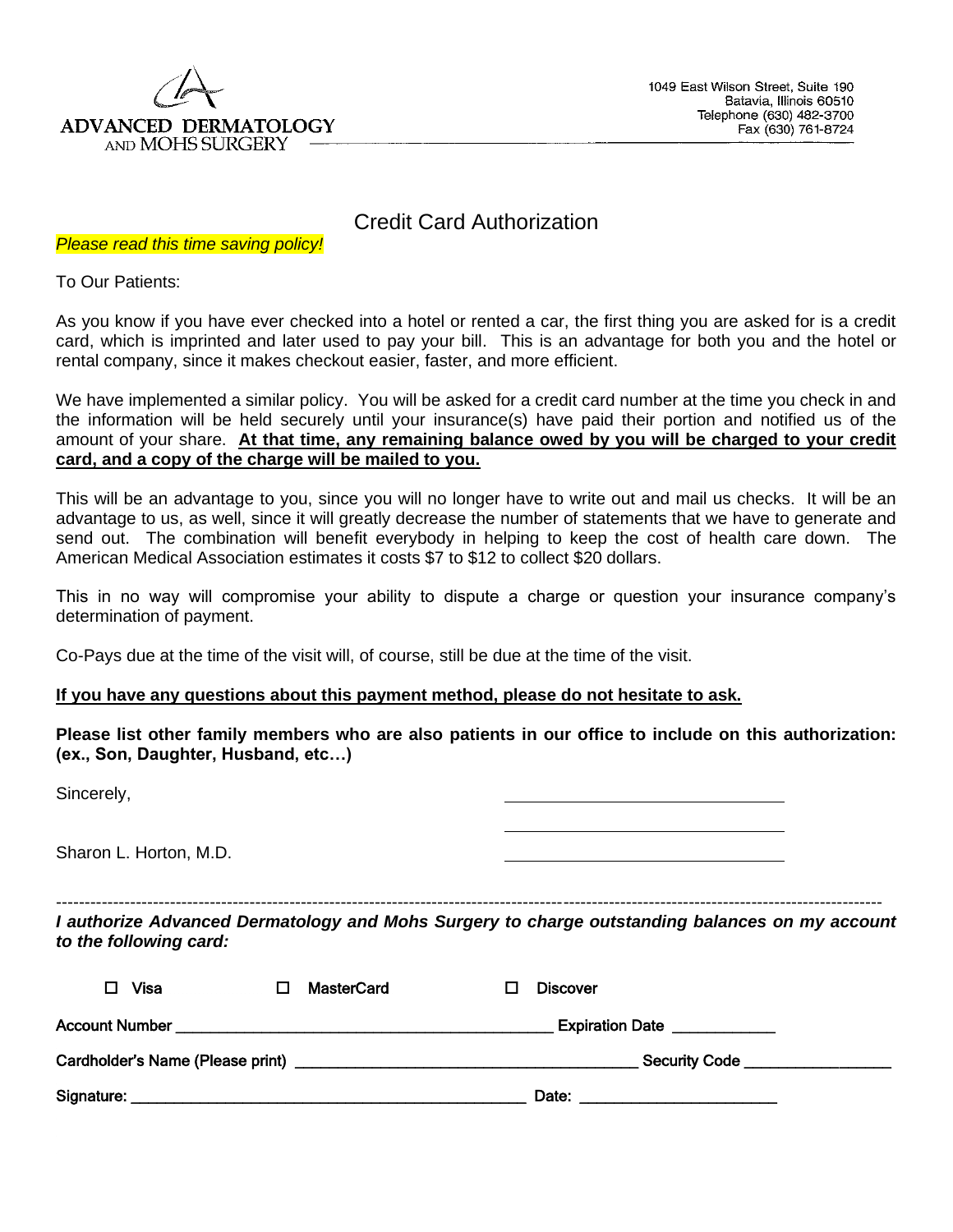ADVANCED DERMATOLOGY
AND MOHS SURGERY

1049 East Wilson Street, Suite 190
Batavia, Illinois 60510
Telephone (630) 482-3700
Fax (630) 761-8724

# Credit Card Authorization

*Please read this time saving policy!*

To Our Patients:

As you know if you have ever checked into a hotel or rented a car, the first thing you are asked for is a credit card, which is imprinted and later used to pay your bill. This is an advantage for both you and the hotel or rental company, since it makes checkout easier, faster, and more efficient.

We have implemented a similar policy. You will be asked for a credit card number at the time you check in and the information will be held securely until your insurance(s) have paid their portion and notified us of the amount of your share. **At that time, any remaining balance owed by you will be charged to your credit card, and a copy of the charge will be mailed to you.**

This will be an advantage to you, since you will no longer have to write out and mail us checks. It will be an advantage to us, as well, since it will greatly decrease the number of statements that we have to generate and send out. The combination will benefit everybody in helping to keep the cost of health care down. The American Medical Association estimates it costs $7 to $12 to collect $20 dollars.

This in no way will compromise your ability to dispute a charge or question your insurance company's determination of payment.

Co-Pays due at the time of the visit will, of course, still be due at the time of the visit.

**If you have any questions about this payment method, please do not hesitate to ask.**

**Please list other family members who are also patients in our office to include on this authorization: (ex., Son, Daughter, Husband, etc…)**

Sincerely, \_\_\_\_\_\_\_\_\_\_\_\_\_\_\_\_\_\_\_\_\_\_\_\_\_\_\_\_\_\_

\_\_\_\_\_\_\_\_\_\_\_\_\_\_\_\_\_\_\_\_\_\_\_\_\_\_\_\_\_\_

Sharon L. Horton, M.D. \_\_\_\_\_\_\_\_\_\_\_\_\_\_\_\_\_\_\_\_\_\_\_\_\_\_\_\_\_\_

---

***I authorize Advanced Dermatology and Mohs Surgery to charge outstanding balances on my account to the following card:***

☐ **Visa** ☐ **MasterCard** ☐ **Discover**

**Account Number** \_\_\_\_\_\_\_\_\_\_\_\_\_\_\_\_\_\_\_\_\_\_\_\_\_\_\_\_\_\_\_\_\_\_\_\_\_\_\_\_\_\_ **Expiration Date** \_\_\_\_\_\_\_\_\_\_\_\_

**Cardholder's Name (Please print)** \_\_\_\_\_\_\_\_\_\_\_\_\_\_\_\_\_\_\_\_\_\_\_\_\_\_\_\_\_\_\_\_\_\_\_\_\_\_ **Security Code** \_\_\_\_\_\_\_\_\_\_\_\_\_\_\_\_\_

**Signature:** \_\_\_\_\_\_\_\_\_\_\_\_\_\_\_\_\_\_\_\_\_\_\_\_\_\_\_\_\_\_\_\_\_\_\_\_\_\_\_\_\_\_\_\_ **Date:** \_\_\_\_\_\_\_\_\_\_\_\_\_\_\_\_\_\_\_\_\_\_\_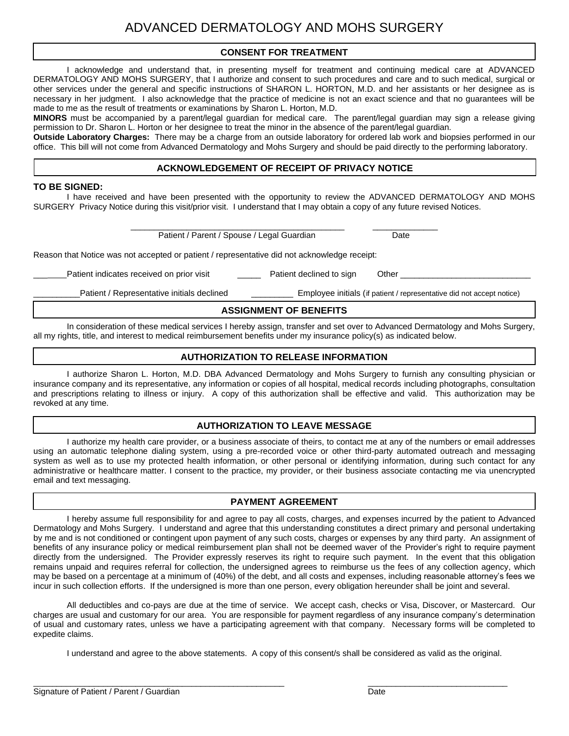# ADVANCED DERMATOLOGY AND MOHS SURGERY

## CONSENT FOR TREATMENT

I acknowledge and understand that, in presenting myself for treatment and continuing medical care at ADVANCED DERMATOLOGY AND MOHS SURGERY, that I authorize and consent to such procedures and care and to such medical, surgical or other services under the general and specific instructions of SHARON L. HORTON, M.D. and her assistants or her designee as is necessary in her judgment. I also acknowledge that the practice of medicine is not an exact science and that no guarantees will be made to me as the result of treatments or examinations by Sharon L. Horton, M.D.

**MINORS** must be accompanied by a parent/legal guardian for medical care. The parent/legal guardian may sign a release giving permission to Dr. Sharon L. Horton or her designee to treat the minor in the absence of the parent/legal guardian.

**Outside Laboratory Charges:** There may be a charge from an outside laboratory for ordered lab work and biopsies performed in our office. This bill will not come from Advanced Dermatology and Mohs Surgery and should be paid directly to the performing laboratory.

## ACKNOWLEDGEMENT OF RECEIPT OF PRIVACY NOTICE

**TO BE SIGNED:**

I have received and have been presented with the opportunity to review the ADVANCED DERMATOLOGY AND MOHS SURGERY Privacy Notice during this visit/prior visit. I understand that I may obtain a copy of any future revised Notices.

_____________________________________________ ______________
Patient / Parent / Spouse / Legal Guardian Date

Reason that Notice was not accepted or patient / representative did not acknowledge receipt:

_______Patient indicates received on prior visit _____ Patient declined to sign Other ____________________________

__________Patient / Representative initials declined _________ Employee initials (if patient / representative did not accept notice)

## ASSIGNMENT OF BENEFITS

In consideration of these medical services I hereby assign, transfer and set over to Advanced Dermatology and Mohs Surgery, all my rights, title, and interest to medical reimbursement benefits under my insurance policy(s) as indicated below.

## AUTHORIZATION TO RELEASE INFORMATION

I authorize Sharon L. Horton, M.D. DBA Advanced Dermatology and Mohs Surgery to furnish any consulting physician or insurance company and its representative, any information or copies of all hospital, medical records including photographs, consultation and prescriptions relating to illness or injury. A copy of this authorization shall be effective and valid. This authorization may be revoked at any time.

## AUTHORIZATION TO LEAVE MESSAGE

I authorize my health care provider, or a business associate of theirs, to contact me at any of the numbers or email addresses using an automatic telephone dialing system, using a pre-recorded voice or other third-party automated outreach and messaging system as well as to use my protected health information, or other personal or identifying information, during such contact for any administrative or healthcare matter. I consent to the practice, my provider, or their business associate contacting me via unencrypted email and text messaging.

## PAYMENT AGREEMENT

I hereby assume full responsibility for and agree to pay all costs, charges, and expenses incurred by the patient to Advanced Dermatology and Mohs Surgery. I understand and agree that this understanding constitutes a direct primary and personal undertaking by me and is not conditioned or contingent upon payment of any such costs, charges or expenses by any third party. An assignment of benefits of any insurance policy or medical reimbursement plan shall not be deemed waver of the Provider's right to require payment directly from the undersigned. The Provider expressly reserves its right to require such payment. In the event that this obligation remains unpaid and requires referral for collection, the undersigned agrees to reimburse us the fees of any collection agency, which may be based on a percentage at a minimum of (40%) of the debt, and all costs and expenses, including reasonable attorney's fees we incur in such collection efforts. If the undersigned is more than one person, every obligation hereunder shall be joint and several.

All deductibles and co-pays are due at the time of service. We accept cash, checks or Visa, Discover, or Mastercard. Our charges are usual and customary for our area. You are responsible for payment regardless of any insurance company's determination of usual and customary rates, unless we have a participating agreement with that company. Necessary forms will be completed to expedite claims.

I understand and agree to the above statements. A copy of this consent/s shall be considered as valid as the original.

_________________________________________________________ ______________________________
Signature of Patient / Parent / Guardian Date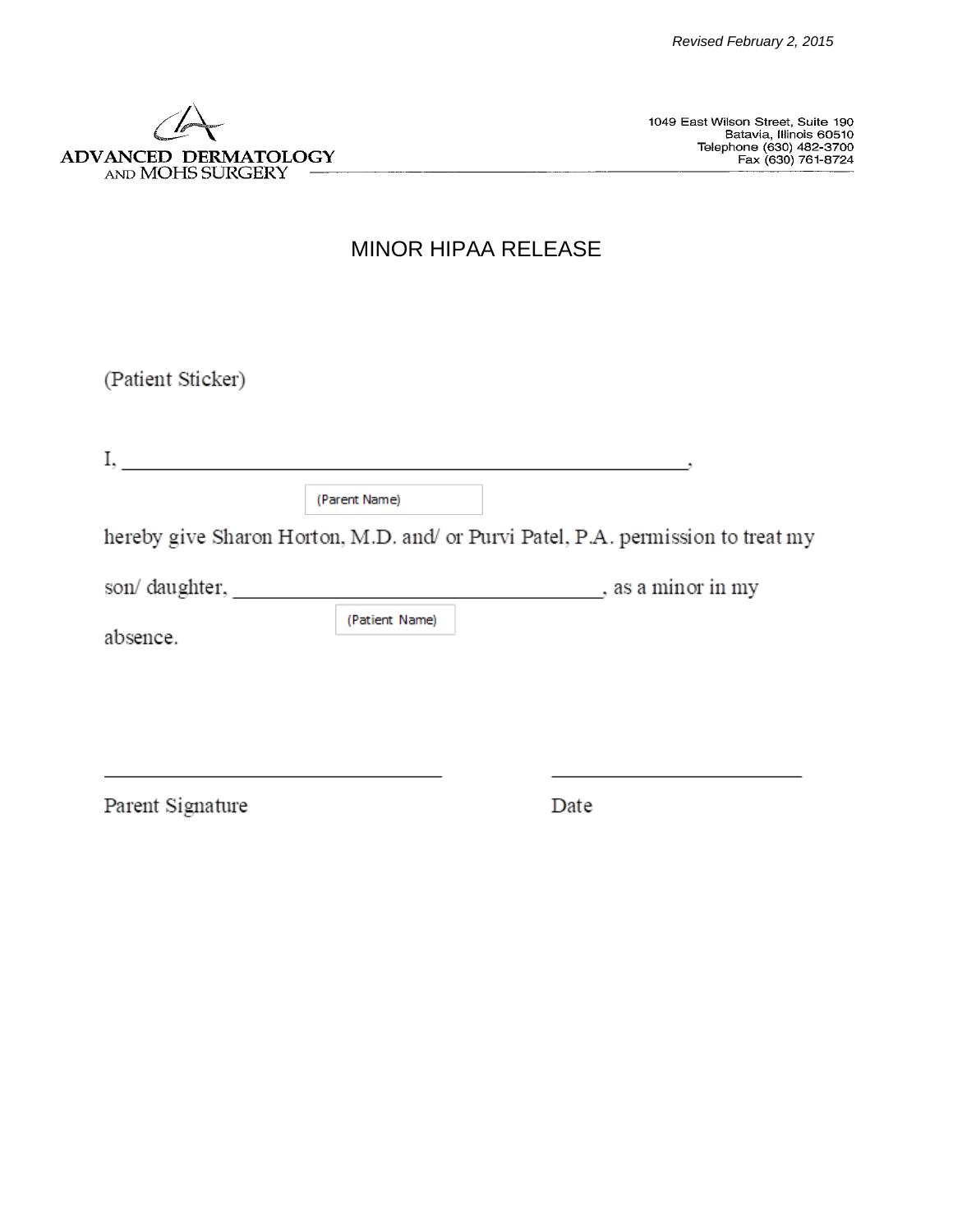*Revised February 2, 2015*

ADVANCED DERMATOLOGY
AND MOHS SURGERY

1049 East Wilson Street, Suite 190
Batavia, Illinois 60510
Telephone (630) 482-3700
Fax (630) 761-8724

# MINOR HIPAA RELEASE

(Patient Sticker)

I, ______________________________________________________,

(Parent Name)

hereby give Sharon Horton, M.D. and/ or Purvi Patel, P.A. permission to treat my son/ daughter, ___________________________________, as a minor in my absence.

(Patient Name)

_________________________________ _________________________

Parent Signature Date